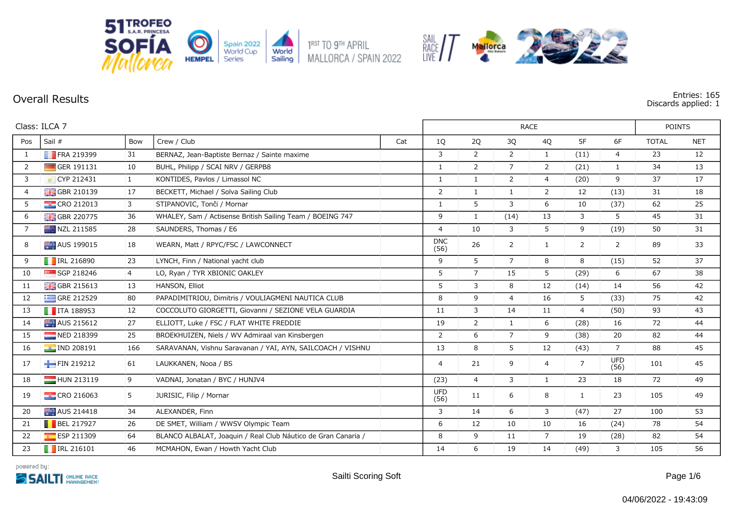51 TROFEO S.A.R. PRINCESA SOFÍA Mallorca — HEMPEL — Spain 2022 World Cup Series — World Sailing — 1RST TO 9TH APRIL MALLORCA / SPAIN 2022 — SAIL RACE LIVE — Mallorca — 2022

# Overall Results

Entries: 165
Discards applied: 1

Class: ILCA 7

| Pos | Sail # | Bow | Crew / Club | Cat | RACE | | | | | | POINTS | |
|---|---|---|---|---|---|---|---|---|---|---|---|---|
| | | | | | 1Q | 2Q | 3Q | 4Q | 5F | 6F | TOTAL | NET |
| 1 | FRA 219399 | 31 | BERNAZ, Jean-Baptiste Bernaz / Sainte maxime | | 3 | 2 | 2 | 1 | (11) | 4 | 23 | 12 |
| 2 | GER 191131 | 10 | BUHL, Philipp / SCAI NRV / GERPB8 | | 1 | 2 | 7 | 2 | (21) | 1 | 34 | 13 |
| 3 | CYP 212431 | 1 | KONTIDES, Pavlos / Limassol NC | | 1 | 1 | 2 | 4 | (20) | 9 | 37 | 17 |
| 4 | GBR 210139 | 17 | BECKETT, Michael / Solva Sailing Club | | 2 | 1 | 1 | 2 | 12 | (13) | 31 | 18 |
| 5 | CRO 212013 | 3 | STIPANOVIC, Tonči / Mornar | | 1 | 5 | 3 | 6 | 10 | (37) | 62 | 25 |
| 6 | GBR 220775 | 36 | WHALEY, Sam / Actisense British Sailing Team / BOEING 747 | | 9 | 1 | (14) | 13 | 3 | 5 | 45 | 31 |
| 7 | NZL 211585 | 28 | SAUNDERS, Thomas / E6 | | 4 | 10 | 3 | 5 | 9 | (19) | 50 | 31 |
| 8 | AUS 199015 | 18 | WEARN, Matt / RPYC/FSC / LAWCONNECT | | DNC (56) | 26 | 2 | 1 | 2 | 2 | 89 | 33 |
| 9 | IRL 216890 | 23 | LYNCH, Finn / National yacht club | | 9 | 5 | 7 | 8 | 8 | (15) | 52 | 37 |
| 10 | SGP 218246 | 4 | LO, Ryan / TYR XBIONIC OAKLEY | | 5 | 7 | 15 | 5 | (29) | 6 | 67 | 38 |
| 11 | GBR 215613 | 13 | HANSON, Elliot | | 5 | 3 | 8 | 12 | (14) | 14 | 56 | 42 |
| 12 | GRE 212529 | 80 | PAPADIMITRIOU, Dimitris / VOULIAGMENI NAUTICA CLUB | | 8 | 9 | 4 | 16 | 5 | (33) | 75 | 42 |
| 13 | ITA 188953 | 12 | COCCOLUTO GIORGETTI, Giovanni / SEZIONE VELA GUARDIA | | 11 | 3 | 14 | 11 | 4 | (50) | 93 | 43 |
| 14 | AUS 215612 | 27 | ELLIOTT, Luke / FSC / FLAT WHITE FREDDIE | | 19 | 2 | 1 | 6 | (28) | 16 | 72 | 44 |
| 15 | NED 218399 | 25 | BROEKHUIZEN, Niels / WV Admiraal van Kinsbergen | | 2 | 6 | 7 | 9 | (38) | 20 | 82 | 44 |
| 16 | IND 208191 | 166 | SARAVANAN, Vishnu Saravanan / YAI, AYN, SAILCOACH / VISHNU | | 13 | 8 | 5 | 12 | (43) | 7 | 88 | 45 |
| 17 | FIN 219212 | 61 | LAUKKANEN, Nooa / BS | | 4 | 21 | 9 | 4 | 7 | UFD (56) | 101 | 45 |
| 18 | HUN 213119 | 9 | VADNAI, Jonatan / BYC / HUNJV4 | | (23) | 4 | 3 | 1 | 23 | 18 | 72 | 49 |
| 19 | CRO 216063 | 5 | JURISIC, Filip / Mornar | | UFD (56) | 11 | 6 | 8 | 1 | 23 | 105 | 49 |
| 20 | AUS 214418 | 34 | ALEXANDER, Finn | | 3 | 14 | 6 | 3 | (47) | 27 | 100 | 53 |
| 21 | BEL 217927 | 26 | DE SMET, William / WWSV Olympic Team | | 6 | 12 | 10 | 10 | 16 | (24) | 78 | 54 |
| 22 | ESP 211309 | 64 | BLANCO ALBALAT, Joaquin / Real Club Náutico de Gran Canaria / | | 8 | 9 | 11 | 7 | 19 | (28) | 82 | 54 |
| 23 | IRL 216101 | 46 | MCMAHON, Ewan / Howth Yacht Club | | 14 | 6 | 19 | 14 | (49) | 3 | 105 | 56 |

powered by: SAILTI ONLINE RACE MANAGEMENT

Sailti Scoring Soft

04/06/2022 - 19:43:09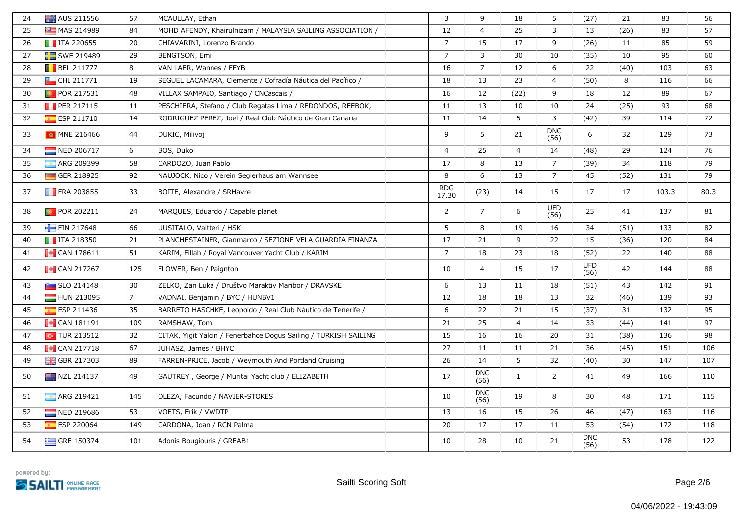| | | | | | | | | | | | | |
|---|---|---|---|---|---|---|---|---|---|---|---|---|
| 24 | AUS 211556 | 57 | MCAULLAY, Ethan | | 3 | 9 | 18 | 5 | (27) | 21 | 83 | 56 |
| 25 | MAS 214989 | 84 | MOHD AFENDY, Khairulnizam / MALAYSIA SAILING ASSOCIATION / | | 12 | 4 | 25 | 3 | 13 | (26) | 83 | 57 |
| 26 | ITA 220655 | 20 | CHIAVARINI, Lorenzo Brando | | 7 | 15 | 17 | 9 | (26) | 11 | 85 | 59 |
| 27 | SWE 219489 | 29 | BENGTSON, Emil | | 7 | 3 | 30 | 10 | (35) | 10 | 95 | 60 |
| 28 | BEL 211777 | 8 | VAN LAER, Wannes / FFYB | | 16 | 7 | 12 | 6 | 22 | (40) | 103 | 63 |
| 29 | CHI 211771 | 19 | SEGUEL LACAMARA, Clemente / Cofradía Náutica del Pacífico / | | 18 | 13 | 23 | 4 | (50) | 8 | 116 | 66 |
| 30 | POR 217531 | 48 | VILLAX SAMPAIO, Santiago / CNCascais / | | 16 | 12 | (22) | 9 | 18 | 12 | 89 | 67 |
| 31 | PER 217115 | 11 | PESCHIERA, Stefano / Club Regatas Lima / REDONDOS, REEBOK, | | 11 | 13 | 10 | 10 | 24 | (25) | 93 | 68 |
| 32 | ESP 211710 | 14 | RODRIGUEZ PEREZ, Joel / Real Club Náutico de Gran Canaria | | 11 | 14 | 5 | 3 | (42) | 39 | 114 | 72 |
| 33 | MNE 216466 | 44 | DUKIC, Milivoj | | 9 | 5 | 21 | DNC (56) | 6 | 32 | 129 | 73 |
| 34 | NED 206717 | 6 | BOS, Duko | | 4 | 25 | 4 | 14 | (48) | 29 | 124 | 76 |
| 35 | ARG 209399 | 58 | CARDOZO, Juan Pablo | | 17 | 8 | 13 | 7 | (39) | 34 | 118 | 79 |
| 36 | GER 218925 | 92 | NAUJOCK, Nico / Verein Seglerhaus am Wannsee | | 8 | 6 | 13 | 7 | 45 | (52) | 131 | 79 |
| 37 | FRA 203855 | 33 | BOITE, Alexandre / SRHavre | | RDG 17.30 | (23) | 14 | 15 | 17 | 17 | 103.3 | 80.3 |
| 38 | POR 202211 | 24 | MARQUES, Eduardo / Capable planet | | 2 | 7 | 6 | UFD (56) | 25 | 41 | 137 | 81 |
| 39 | FIN 217648 | 66 | UUSITALO, Valtteri / HSK | | 5 | 8 | 19 | 16 | 34 | (51) | 133 | 82 |
| 40 | ITA 218350 | 21 | PLANCHESTAINER, Gianmarco / SEZIONE VELA GUARDIA FINANZA | | 17 | 21 | 9 | 22 | 15 | (36) | 120 | 84 |
| 41 | CAN 178611 | 51 | KARIM, Fillah / Royal Vancouver Yacht Club / KARIM | | 7 | 18 | 23 | 18 | (52) | 22 | 140 | 88 |
| 42 | CAN 217267 | 125 | FLOWER, Ben / Paignton | | 10 | 4 | 15 | 17 | UFD (56) | 42 | 144 | 88 |
| 43 | SLO 214148 | 30 | ZELKO, Zan Luka / Društvo Maraktiv Maribor / DRAVSKE | | 6 | 13 | 11 | 18 | (51) | 43 | 142 | 91 |
| 44 | HUN 213095 | 7 | VADNAI, Benjamin / BYC / HUNBV1 | | 12 | 18 | 18 | 13 | 32 | (46) | 139 | 93 |
| 45 | ESP 211436 | 35 | BARRETO HASCHKE, Leopoldo / Real Club Náutico de Tenerife / | | 6 | 22 | 21 | 15 | (37) | 31 | 132 | 95 |
| 46 | CAN 181191 | 109 | RAMSHAW, Tom | | 21 | 25 | 4 | 14 | 33 | (44) | 141 | 97 |
| 47 | TUR 213512 | 32 | CITAK, Yigit Yalcin / Fenerbahce Dogus Sailing / TURKISH SAILING | | 15 | 16 | 16 | 20 | 31 | (38) | 136 | 98 |
| 48 | CAN 217718 | 67 | JUHASZ, James / BHYC | | 27 | 11 | 11 | 21 | 36 | (45) | 151 | 106 |
| 49 | GBR 217303 | 89 | FARREN-PRICE, Jacob / Weymouth And Portland Cruising | | 26 | 14 | 5 | 32 | (40) | 30 | 147 | 107 |
| 50 | NZL 214137 | 49 | GAUTREY , George / Muritai Yacht club / ELIZABETH | | 17 | DNC (56) | 1 | 2 | 41 | 49 | 166 | 110 |
| 51 | ARG 219421 | 145 | OLEZA, Facundo / NAVIER-STOKES | | 10 | DNC (56) | 19 | 8 | 30 | 48 | 171 | 115 |
| 52 | NED 219686 | 53 | VOETS, Erik / VWDTP | | 13 | 16 | 15 | 26 | 46 | (47) | 163 | 116 |
| 53 | ESP 220064 | 149 | CARDONA, Joan / RCN Palma | | 20 | 17 | 17 | 11 | 53 | (54) | 172 | 118 |
| 54 | GRE 150374 | 101 | Adonis Bougiouris / GREAB1 | | 10 | 28 | 10 | 21 | DNC (56) | 53 | 178 | 122 |

powered by: SAILTI ONLINE RACE MANAGEMENT

Sailti Scoring Soft

04/06/2022 - 19:43:09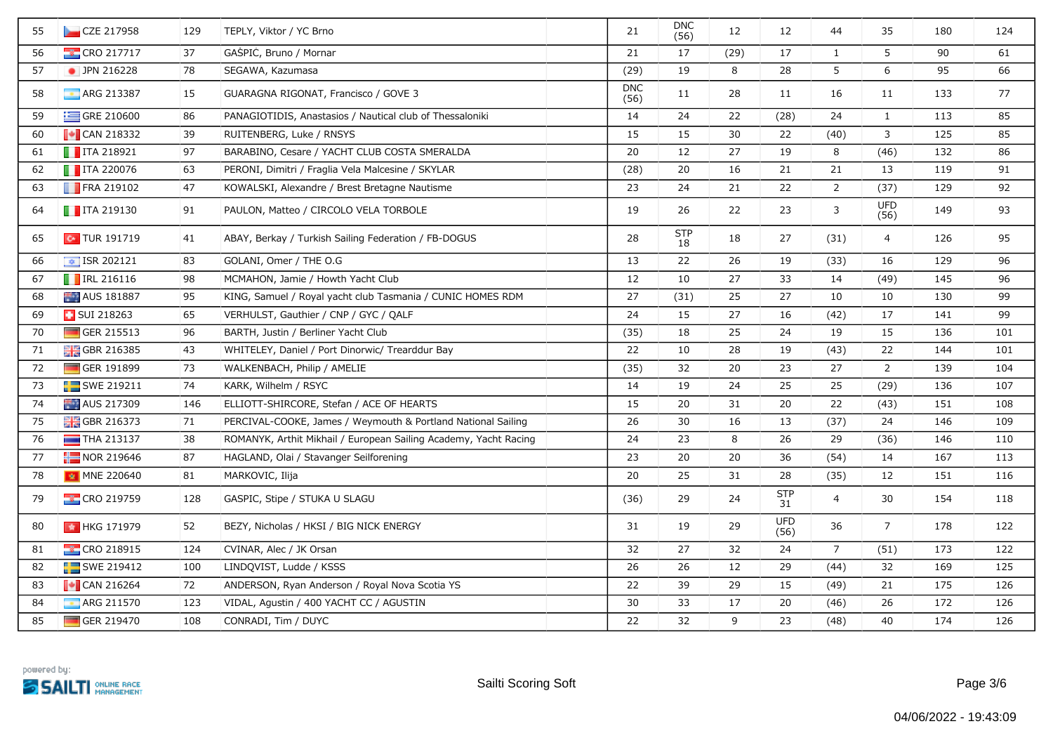| 55 | CZE 217958 | 129 | TEPLY, Viktor / YC Brno | | 21 | DNC (56) | 12 | 12 | 44 | 35 | 180 | 124 |
|---|---|---|---|---|---|---|---|---|---|---|---|---|
| 56 | CRO 217717 | 37 | GAŠPIĆ, Bruno / Mornar | | 21 | 17 | (29) | 17 | 1 | 5 | 90 | 61 |
| 57 | JPN 216228 | 78 | SEGAWA, Kazumasa | | (29) | 19 | 8 | 28 | 5 | 6 | 95 | 66 |
| 58 | ARG 213387 | 15 | GUARAGNA RIGONAT, Francisco / GOVE 3 | | DNC (56) | 11 | 28 | 11 | 16 | 11 | 133 | 77 |
| 59 | GRE 210600 | 86 | PANAGIOTIDIS, Anastasios / Nautical club of Thessaloniki | | 14 | 24 | 22 | (28) | 24 | 1 | 113 | 85 |
| 60 | CAN 218332 | 39 | RUITENBERG, Luke / RNSYS | | 15 | 15 | 30 | 22 | (40) | 3 | 125 | 85 |
| 61 | ITA 218921 | 97 | BARABINO, Cesare / YACHT CLUB COSTA SMERALDA | | 20 | 12 | 27 | 19 | 8 | (46) | 132 | 86 |
| 62 | ITA 220076 | 63 | PERONI, Dimitri / Fraglia Vela Malcesine / SKYLAR | | (28) | 20 | 16 | 21 | 21 | 13 | 119 | 91 |
| 63 | FRA 219102 | 47 | KOWALSKI, Alexandre / Brest Bretagne Nautisme | | 23 | 24 | 21 | 22 | 2 | (37) | 129 | 92 |
| 64 | ITA 219130 | 91 | PAULON, Matteo / CIRCOLO VELA TORBOLE | | 19 | 26 | 22 | 23 | 3 | UFD (56) | 149 | 93 |
| 65 | TUR 191719 | 41 | ABAY, Berkay / Turkish Sailing Federation / FB-DOGUS | | 28 | STP 18 | 18 | 27 | (31) | 4 | 126 | 95 |
| 66 | ISR 202121 | 83 | GOLANI, Omer / THE O.G | | 13 | 22 | 26 | 19 | (33) | 16 | 129 | 96 |
| 67 | IRL 216116 | 98 | MCMAHON, Jamie / Howth Yacht Club | | 12 | 10 | 27 | 33 | 14 | (49) | 145 | 96 |
| 68 | AUS 181887 | 95 | KING, Samuel / Royal yacht club Tasmania / CUNIC HOMES RDM | | 27 | (31) | 25 | 27 | 10 | 10 | 130 | 99 |
| 69 | SUI 218263 | 65 | VERHULST, Gauthier / CNP / GYC / QALF | | 24 | 15 | 27 | 16 | (42) | 17 | 141 | 99 |
| 70 | GER 215513 | 96 | BARTH, Justin / Berliner Yacht Club | | (35) | 18 | 25 | 24 | 19 | 15 | 136 | 101 |
| 71 | GBR 216385 | 43 | WHITELEY, Daniel / Port Dinorwic/ Trearddur Bay | | 22 | 10 | 28 | 19 | (43) | 22 | 144 | 101 |
| 72 | GER 191899 | 73 | WALKENBACH, Philip / AMELIE | | (35) | 32 | 20 | 23 | 27 | 2 | 139 | 104 |
| 73 | SWE 219211 | 74 | KARK, Wilhelm / RSYC | | 14 | 19 | 24 | 25 | 25 | (29) | 136 | 107 |
| 74 | AUS 217309 | 146 | ELLIOTT-SHIRCORE, Stefan / ACE OF HEARTS | | 15 | 20 | 31 | 20 | 22 | (43) | 151 | 108 |
| 75 | GBR 216373 | 71 | PERCIVAL-COOKE, James / Weymouth & Portland National Sailing | | 26 | 30 | 16 | 13 | (37) | 24 | 146 | 109 |
| 76 | THA 213137 | 38 | ROMANYK, Arthit Mikhail / European Sailing Academy, Yacht Racing | | 24 | 23 | 8 | 26 | 29 | (36) | 146 | 110 |
| 77 | NOR 219646 | 87 | HAGLAND, Olai / Stavanger Seilforening | | 23 | 20 | 20 | 36 | (54) | 14 | 167 | 113 |
| 78 | MNE 220640 | 81 | MARKOVIC, Ilija | | 20 | 25 | 31 | 28 | (35) | 12 | 151 | 116 |
| 79 | CRO 219759 | 128 | GASPIC, Stipe / STUKA U SLAGU | | (36) | 29 | 24 | STP 31 | 4 | 30 | 154 | 118 |
| 80 | HKG 171979 | 52 | BEZY, Nicholas / HKSI / BIG NICK ENERGY | | 31 | 19 | 29 | UFD (56) | 36 | 7 | 178 | 122 |
| 81 | CRO 218915 | 124 | CVINAR, Alec / JK Orsan | | 32 | 27 | 32 | 24 | 7 | (51) | 173 | 122 |
| 82 | SWE 219412 | 100 | LINDQVIST, Ludde / KSSS | | 26 | 26 | 12 | 29 | (44) | 32 | 169 | 125 |
| 83 | CAN 216264 | 72 | ANDERSON, Ryan Anderson / Royal Nova Scotia YS | | 22 | 39 | 29 | 15 | (49) | 21 | 175 | 126 |
| 84 | ARG 211570 | 123 | VIDAL, Agustin / 400 YACHT CC / AGUSTIN | | 30 | 33 | 17 | 20 | (46) | 26 | 172 | 126 |
| 85 | GER 219470 | 108 | CONRADI, Tim / DUYC | | 22 | 32 | 9 | 23 | (48) | 40 | 174 | 126 |

powered by: SAILTI ONLINE RACE MANAGEMENT

Sailti Scoring Soft

04/06/2022 - 19:43:09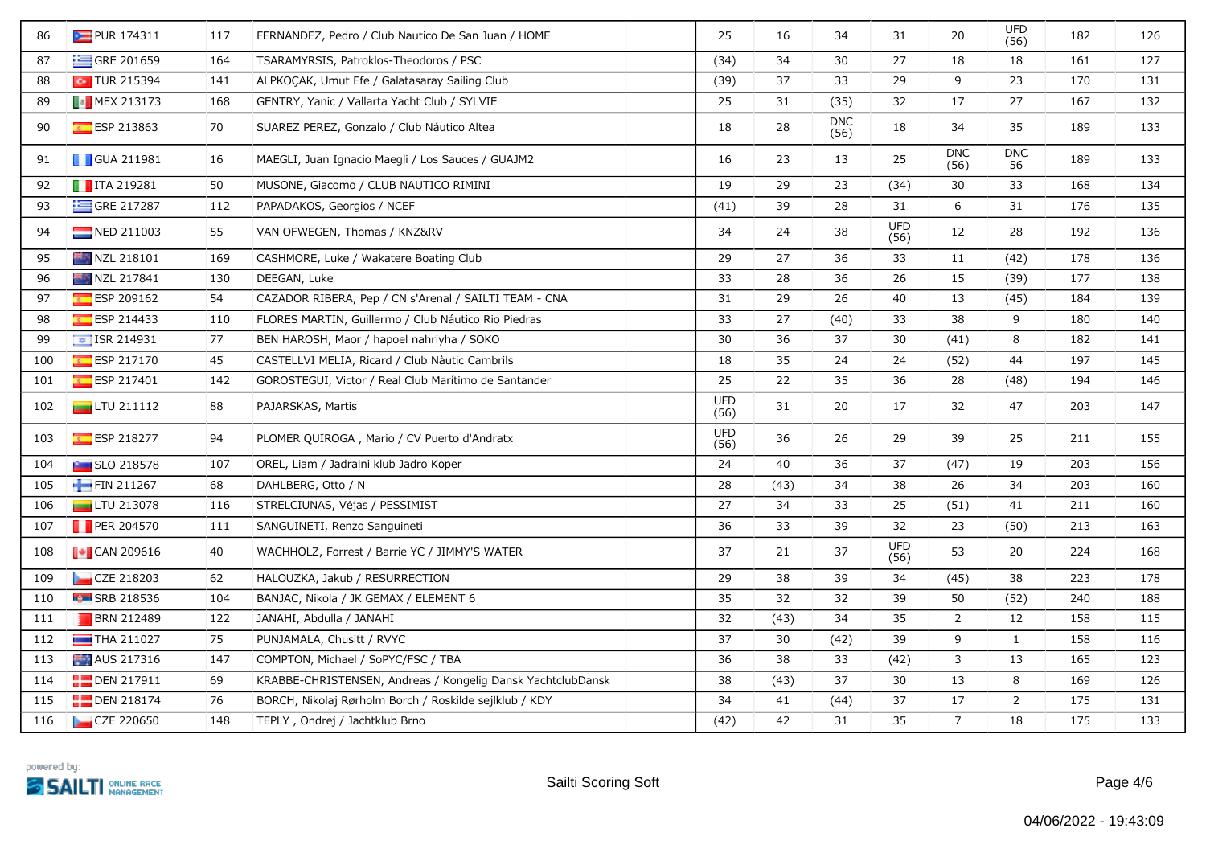| 86 | PUR 174311 | 117 | FERNANDEZ, Pedro / Club Nautico De San Juan / HOME | 25 | 16 | 34 | 31 | 20 | UFD (56) | 182 | 126 |
|---|---|---|---|---|---|---|---|---|---|---|---|
| 87 | GRE 201659 | 164 | TSARAMYRSIS, Patroklos-Theodoros / PSC | (34) | 34 | 30 | 27 | 18 | 18 | 161 | 127 |
| 88 | TUR 215394 | 141 | ALPKOÇAK, Umut Efe / Galatasaray Sailing Club | (39) | 37 | 33 | 29 | 9 | 23 | 170 | 131 |
| 89 | MEX 213173 | 168 | GENTRY, Yanic / Vallarta Yacht Club / SYLVIE | 25 | 31 | (35) | 32 | 17 | 27 | 167 | 132 |
| 90 | ESP 213863 | 70 | SUAREZ PEREZ, Gonzalo / Club Náutico Altea | 18 | 28 | DNC (56) | 18 | 34 | 35 | 189 | 133 |
| 91 | GUA 211981 | 16 | MAEGLI, Juan Ignacio Maegli / Los Sauces / GUAJM2 | 16 | 23 | 13 | 25 | DNC (56) | DNC 56 | 189 | 133 |
| 92 | ITA 219281 | 50 | MUSONE, Giacomo / CLUB NAUTICO RIMINI | 19 | 29 | 23 | (34) | 30 | 33 | 168 | 134 |
| 93 | GRE 217287 | 112 | PAPADAKOS, Georgios / NCEF | (41) | 39 | 28 | 31 | 6 | 31 | 176 | 135 |
| 94 | NED 211003 | 55 | VAN OFWEGEN, Thomas / KNZ&RV | 34 | 24 | 38 | UFD (56) | 12 | 28 | 192 | 136 |
| 95 | NZL 218101 | 169 | CASHMORE, Luke / Wakatere Boating Club | 29 | 27 | 36 | 33 | 11 | (42) | 178 | 136 |
| 96 | NZL 217841 | 130 | DEEGAN, Luke | 33 | 28 | 36 | 26 | 15 | (39) | 177 | 138 |
| 97 | ESP 209162 | 54 | CAZADOR RIBERA, Pep / CN s'Arenal / SAILTI TEAM - CNA | 31 | 29 | 26 | 40 | 13 | (45) | 184 | 139 |
| 98 | ESP 214433 | 110 | FLORES MARTÍN, Guillermo / Club Náutico Rio Piedras | 33 | 27 | (40) | 33 | 38 | 9 | 180 | 140 |
| 99 | ISR 214931 | 77 | BEN HAROSH, Maor / hapoel nahriyha / SOKO | 30 | 36 | 37 | 30 | (41) | 8 | 182 | 141 |
| 100 | ESP 217170 | 45 | CASTELLVÍ MELIÀ, Ricard / Club Nàutic Cambrils | 18 | 35 | 24 | 24 | (52) | 44 | 197 | 145 |
| 101 | ESP 217401 | 142 | GOROSTEGUI, Victor / Real Club Marítimo de Santander | 25 | 22 | 35 | 36 | 28 | (48) | 194 | 146 |
| 102 | LTU 211112 | 88 | PAJARSKAS, Martis | UFD (56) | 31 | 20 | 17 | 32 | 47 | 203 | 147 |
| 103 | ESP 218277 | 94 | PLOMER QUIROGA , Mario / CV Puerto d'Andratx | UFD (56) | 36 | 26 | 29 | 39 | 25 | 211 | 155 |
| 104 | SLO 218578 | 107 | OREL, Liam / Jadralni klub Jadro Koper | 24 | 40 | 36 | 37 | (47) | 19 | 203 | 156 |
| 105 | FIN 211267 | 68 | DAHLBERG, Otto / N | 28 | (43) | 34 | 38 | 26 | 34 | 203 | 160 |
| 106 | LTU 213078 | 116 | STRELCIUNAS, Vėjas / PESSIMIST | 27 | 34 | 33 | 25 | (51) | 41 | 211 | 160 |
| 107 | PER 204570 | 111 | SANGUINETI, Renzo Sanguineti | 36 | 33 | 39 | 32 | 23 | (50) | 213 | 163 |
| 108 | CAN 209616 | 40 | WACHHOLZ, Forrest / Barrie YC / JIMMY'S WATER | 37 | 21 | 37 | UFD (56) | 53 | 20 | 224 | 168 |
| 109 | CZE 218203 | 62 | HALOUZKA, Jakub / RESURRECTION | 29 | 38 | 39 | 34 | (45) | 38 | 223 | 178 |
| 110 | SRB 218536 | 104 | BANJAC, Nikola / JK GEMAX / ELEMENT 6 | 35 | 32 | 32 | 39 | 50 | (52) | 240 | 188 |
| 111 | BRN 212489 | 122 | JANAHI, Abdulla / JANAHI | 32 | (43) | 34 | 35 | 2 | 12 | 158 | 115 |
| 112 | THA 211027 | 75 | PUNJAMALA, Chusitt / RVYC | 37 | 30 | (42) | 39 | 9 | 1 | 158 | 116 |
| 113 | AUS 217316 | 147 | COMPTON, Michael / SoPYC/FSC / TBA | 36 | 38 | 33 | (42) | 3 | 13 | 165 | 123 |
| 114 | DEN 217911 | 69 | KRABBE-CHRISTENSEN, Andreas / Kongelig Dansk YachtclubDansk | 38 | (43) | 37 | 30 | 13 | 8 | 169 | 126 |
| 115 | DEN 218174 | 76 | BORCH, Nikolaj Rørholm Borch / Roskilde sejlklub / KDY | 34 | 41 | (44) | 37 | 17 | 2 | 175 | 131 |
| 116 | CZE 220650 | 148 | TEPLY , Ondrej / Jachtklub Brno | (42) | 42 | 31 | 35 | 7 | 18 | 175 | 133 |

powered by: SAILTI ONLINE RACE MANAGEMENT

Sailti Scoring Soft

04/06/2022 - 19:43:09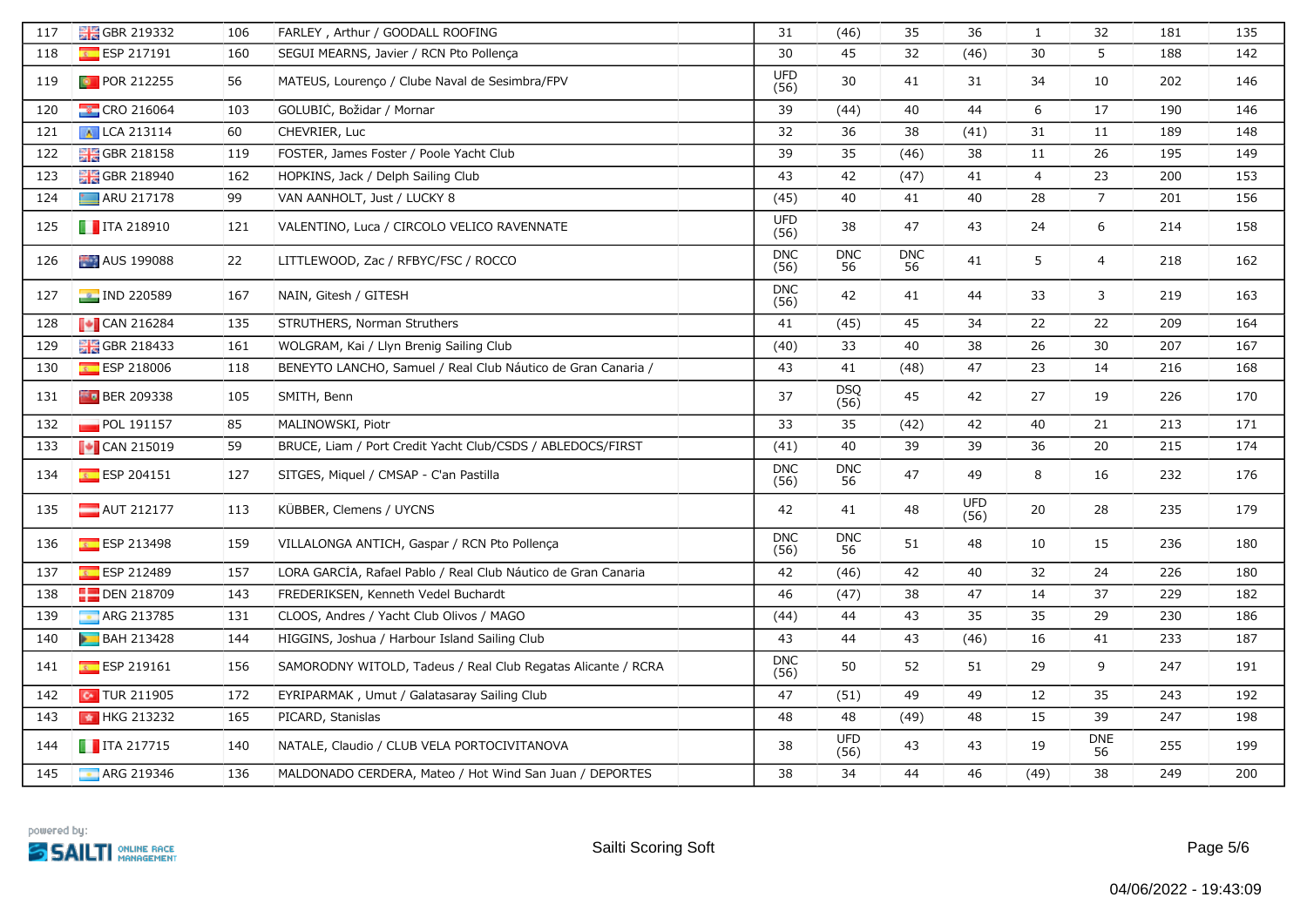| | | | | | | | | | | | | |
|---|---|---|---|---|---|---|---|---|---|---|---|---|
| 117 | GBR 219332 | 106 | FARLEY , Arthur / GOODALL ROOFING | | 31 | (46) | 35 | 36 | 1 | 32 | 181 | 135 |
| 118 | ESP 217191 | 160 | SEGUI MEARNS, Javier / RCN Pto Pollença | | 30 | 45 | 32 | (46) | 30 | 5 | 188 | 142 |
| 119 | POR 212255 | 56 | MATEUS, Lourenço / Clube Naval de Sesimbra/FPV | | UFD (56) | 30 | 41 | 31 | 34 | 10 | 202 | 146 |
| 120 | CRO 216064 | 103 | GOLUBIC, Božidar / Mornar | | 39 | (44) | 40 | 44 | 6 | 17 | 190 | 146 |
| 121 | LCA 213114 | 60 | CHEVRIER, Luc | | 32 | 36 | 38 | (41) | 31 | 11 | 189 | 148 |
| 122 | GBR 218158 | 119 | FOSTER, James Foster / Poole Yacht Club | | 39 | 35 | (46) | 38 | 11 | 26 | 195 | 149 |
| 123 | GBR 218940 | 162 | HOPKINS, Jack / Delph Sailing Club | | 43 | 42 | (47) | 41 | 4 | 23 | 200 | 153 |
| 124 | ARU 217178 | 99 | VAN AANHOLT, Just / LUCKY 8 | | (45) | 40 | 41 | 40 | 28 | 7 | 201 | 156 |
| 125 | ITA 218910 | 121 | VALENTINO, Luca / CIRCOLO VELICO RAVENNATE | | UFD (56) | 38 | 47 | 43 | 24 | 6 | 214 | 158 |
| 126 | AUS 199088 | 22 | LITTLEWOOD, Zac / RFBYC/FSC / ROCCO | | DNC (56) | DNC 56 | DNC 56 | 41 | 5 | 4 | 218 | 162 |
| 127 | IND 220589 | 167 | NAIN, Gitesh / GITESH | | DNC (56) | 42 | 41 | 44 | 33 | 3 | 219 | 163 |
| 128 | CAN 216284 | 135 | STRUTHERS, Norman Struthers | | 41 | (45) | 45 | 34 | 22 | 22 | 209 | 164 |
| 129 | GBR 218433 | 161 | WOLGRAM, Kai / Llyn Brenig Sailing Club | | (40) | 33 | 40 | 38 | 26 | 30 | 207 | 167 |
| 130 | ESP 218006 | 118 | BENEYTO LANCHO, Samuel / Real Club Náutico de Gran Canaria / | | 43 | 41 | (48) | 47 | 23 | 14 | 216 | 168 |
| 131 | BER 209338 | 105 | SMITH, Benn | | 37 | DSQ (56) | 45 | 42 | 27 | 19 | 226 | 170 |
| 132 | POL 191157 | 85 | MALINOWSKI, Piotr | | 33 | 35 | (42) | 42 | 40 | 21 | 213 | 171 |
| 133 | CAN 215019 | 59 | BRUCE, Liam / Port Credit Yacht Club/CSDS / ABLEDOCS/FIRST | | (41) | 40 | 39 | 39 | 36 | 20 | 215 | 174 |
| 134 | ESP 204151 | 127 | SITGES, Miquel / CMSAP - C'an Pastilla | | DNC (56) | DNC 56 | 47 | 49 | 8 | 16 | 232 | 176 |
| 135 | AUT 212177 | 113 | KÜBBER, Clemens / UYCNS | | 42 | 41 | 48 | UFD (56) | 20 | 28 | 235 | 179 |
| 136 | ESP 213498 | 159 | VILLALONGA ANTICH, Gaspar / RCN Pto Pollença | | DNC (56) | DNC 56 | 51 | 48 | 10 | 15 | 236 | 180 |
| 137 | ESP 212489 | 157 | LORA GARCÍA, Rafael Pablo / Real Club Náutico de Gran Canaria | | 42 | (46) | 42 | 40 | 32 | 24 | 226 | 180 |
| 138 | DEN 218709 | 143 | FREDERIKSEN, Kenneth Vedel Buchardt | | 46 | (47) | 38 | 47 | 14 | 37 | 229 | 182 |
| 139 | ARG 213785 | 131 | CLOOS, Andres / Yacht Club Olivos / MAGO | | (44) | 44 | 43 | 35 | 35 | 29 | 230 | 186 |
| 140 | BAH 213428 | 144 | HIGGINS, Joshua / Harbour Island Sailing Club | | 43 | 44 | 43 | (46) | 16 | 41 | 233 | 187 |
| 141 | ESP 219161 | 156 | SAMORODNY WITOLD, Tadeus / Real Club Regatas Alicante / RCRA | | DNC (56) | 50 | 52 | 51 | 29 | 9 | 247 | 191 |
| 142 | TUR 211905 | 172 | EYRIPARMAK , Umut / Galatasaray Sailing Club | | 47 | (51) | 49 | 49 | 12 | 35 | 243 | 192 |
| 143 | HKG 213232 | 165 | PICARD, Stanislas | | 48 | 48 | (49) | 48 | 15 | 39 | 247 | 198 |
| 144 | ITA 217715 | 140 | NATALE, Claudio / CLUB VELA PORTOCIVITANOVA | | 38 | UFD (56) | 43 | 43 | 19 | DNE 56 | 255 | 199 |
| 145 | ARG 219346 | 136 | MALDONADO CERDERA, Mateo / Hot Wind San Juan / DEPORTES | | 38 | 34 | 44 | 46 | (49) | 38 | 249 | 200 |

powered by: SAILTI ONLINE RACE MANAGEMENT

Sailti Scoring Soft

04/06/2022 - 19:43:09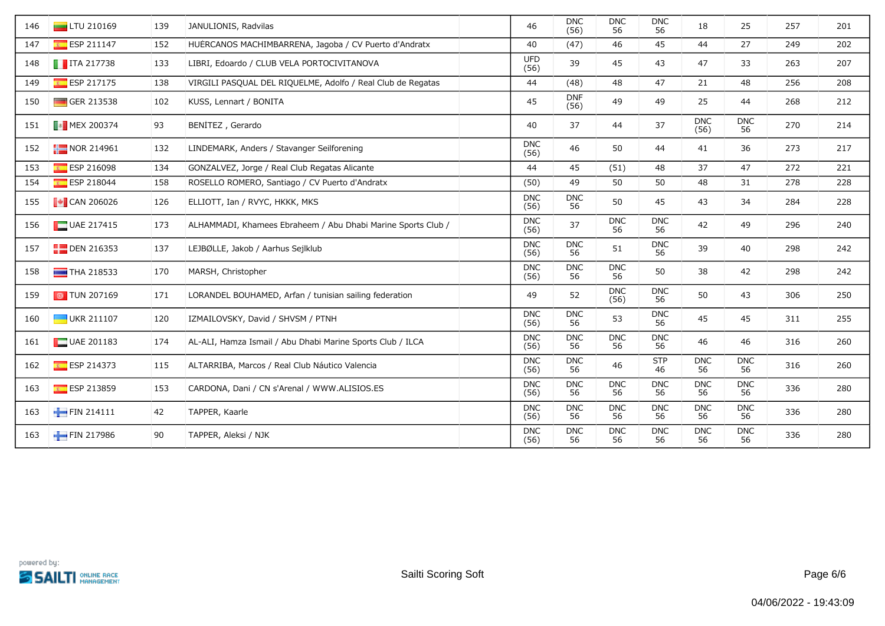| | | | | | | | | | | | | | |
|---|---|---|---|---|---|---|---|---|---|---|---|---|---|
| 146 | LTU 210169 | 139 | JANULIONIS, Radvilas | | 46 | DNC (56) | DNC 56 | DNC 56 | 18 | 25 | 257 | 201 |
| 147 | ESP 211147 | 152 | HUÉRCANOS MACHIMBARRENA, Jagoba / CV Puerto d'Andratx | | 40 | (47) | 46 | 45 | 44 | 27 | 249 | 202 |
| 148 | ITA 217738 | 133 | LIBRI, Edoardo / CLUB VELA PORTOCIVITANOVA | | UFD (56) | 39 | 45 | 43 | 47 | 33 | 263 | 207 |
| 149 | ESP 217175 | 138 | VIRGILI PASQUAL DEL RIQUELME, Adolfo / Real Club de Regatas | | 44 | (48) | 48 | 47 | 21 | 48 | 256 | 208 |
| 150 | GER 213538 | 102 | KUSS, Lennart / BONITA | | 45 | DNF (56) | 49 | 49 | 25 | 44 | 268 | 212 |
| 151 | MEX 200374 | 93 | BENÍTEZ , Gerardo | | 40 | 37 | 44 | 37 | DNC (56) | DNC 56 | 270 | 214 |
| 152 | NOR 214961 | 132 | LINDEMARK, Anders / Stavanger Seilforening | | DNC (56) | 46 | 50 | 44 | 41 | 36 | 273 | 217 |
| 153 | ESP 216098 | 134 | GONZALVEZ, Jorge / Real Club Regatas Alicante | | 44 | 45 | (51) | 48 | 37 | 47 | 272 | 221 |
| 154 | ESP 218044 | 158 | ROSELLO ROMERO, Santiago / CV Puerto d'Andratx | | (50) | 49 | 50 | 50 | 48 | 31 | 278 | 228 |
| 155 | CAN 206026 | 126 | ELLIOTT, Ian / RVYC, HKKK, MKS | | DNC (56) | DNC 56 | 50 | 45 | 43 | 34 | 284 | 228 |
| 156 | UAE 217415 | 173 | ALHAMMADI, Khamees Ebraheem / Abu Dhabi Marine Sports Club / | | DNC (56) | 37 | DNC 56 | DNC 56 | 42 | 49 | 296 | 240 |
| 157 | DEN 216353 | 137 | LEJBØLLE, Jakob / Aarhus Sejlklub | | DNC (56) | DNC 56 | 51 | DNC 56 | 39 | 40 | 298 | 242 |
| 158 | THA 218533 | 170 | MARSH, Christopher | | DNC (56) | DNC 56 | DNC 56 | 50 | 38 | 42 | 298 | 242 |
| 159 | TUN 207169 | 171 | LORANDEL BOUHAMED, Arfan / tunisian sailing federation | | 49 | 52 | DNC (56) | DNC 56 | 50 | 43 | 306 | 250 |
| 160 | UKR 211107 | 120 | IZMAILOVSKY, David / SHVSM / PTNH | | DNC (56) | DNC 56 | 53 | DNC 56 | 45 | 45 | 311 | 255 |
| 161 | UAE 201183 | 174 | AL-ALI, Hamza Ismail / Abu Dhabi Marine Sports Club / ILCA | | DNC (56) | DNC 56 | DNC 56 | DNC 56 | 46 | 46 | 316 | 260 |
| 162 | ESP 214373 | 115 | ALTARRIBA, Marcos / Real Club Náutico Valencia | | DNC (56) | DNC 56 | 46 | STP 46 | DNC 56 | DNC 56 | 316 | 260 |
| 163 | ESP 213859 | 153 | CARDONA, Dani / CN s'Arenal / WWW.ALISIOS.ES | | DNC (56) | DNC 56 | DNC 56 | DNC 56 | DNC 56 | DNC 56 | 336 | 280 |
| 163 | FIN 214111 | 42 | TAPPER, Kaarle | | DNC (56) | DNC 56 | DNC 56 | DNC 56 | DNC 56 | DNC 56 | 336 | 280 |
| 163 | FIN 217986 | 90 | TAPPER, Aleksi / NJK | | DNC (56) | DNC 56 | DNC 56 | DNC 56 | DNC 56 | DNC 56 | 336 | 280 |

powered by: SAILTI ONLINE RACE MANAGEMENT

Sailti Scoring Soft

04/06/2022 - 19:43:09